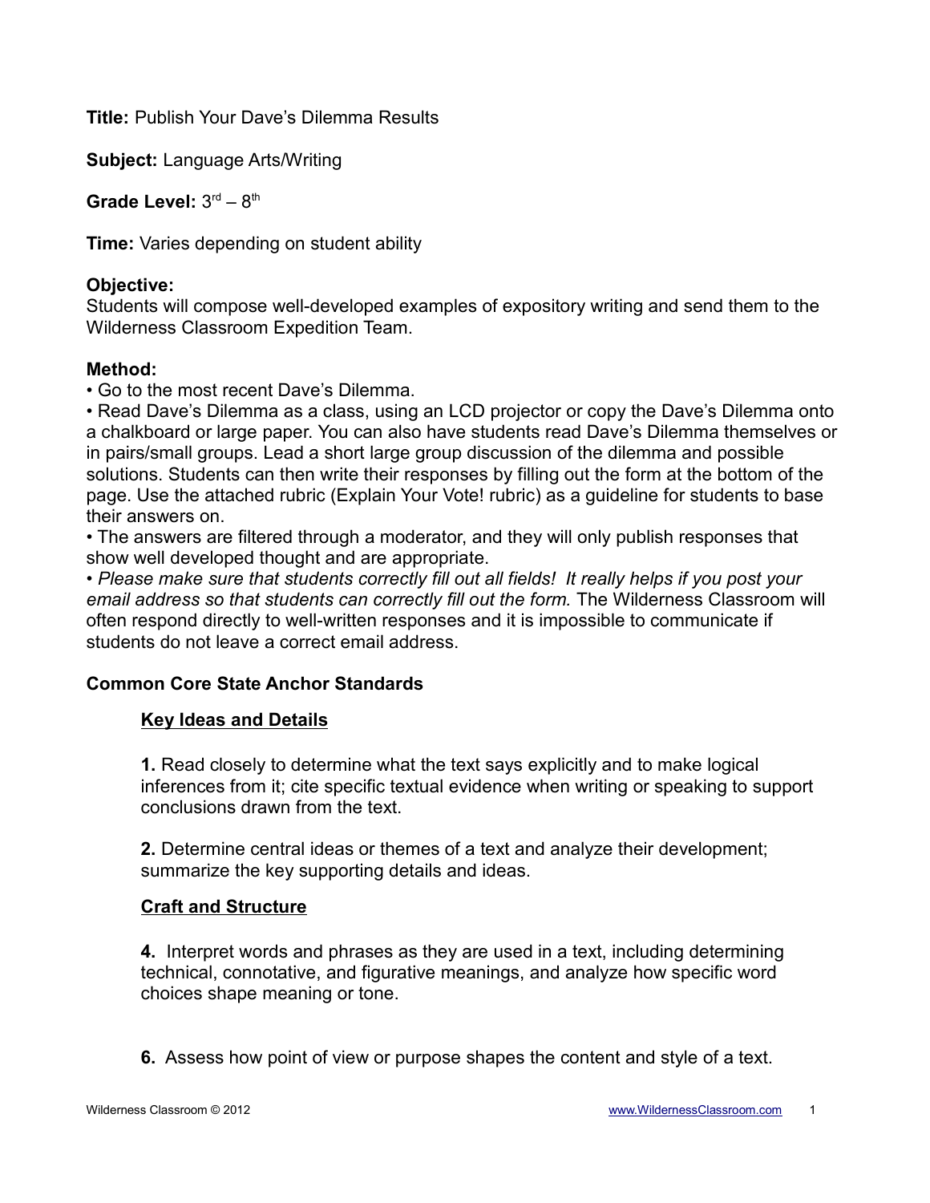**Title:** Publish Your Dave's Dilemma Results

**Subject:** Language Arts/Writing

**Grade Level:** 3rd – 8th

**Time:** Varies depending on student ability

**Objective:**
Students will compose well-developed examples of expository writing and send them to the Wilderness Classroom Expedition Team.

**Method:**
• Go to the most recent Dave's Dilemma.
• Read Dave's Dilemma as a class, using an LCD projector or copy the Dave's Dilemma onto a chalkboard or large paper. You can also have students read Dave's Dilemma themselves or in pairs/small groups. Lead a short large group discussion of the dilemma and possible solutions. Students can then write their responses by filling out the form at the bottom of the page. Use the attached rubric (Explain Your Vote! rubric) as a guideline for students to base their answers on.
• The answers are filtered through a moderator, and they will only publish responses that show well developed thought and are appropriate.
• *Please make sure that students correctly fill out all fields! It really helps if you post your email address so that students can correctly fill out the form.* The Wilderness Classroom will often respond directly to well-written responses and it is impossible to communicate if students do not leave a correct email address.

**Common Core State Anchor Standards**

**Key Ideas and Details**

**1.** Read closely to determine what the text says explicitly and to make logical inferences from it; cite specific textual evidence when writing or speaking to support conclusions drawn from the text.

**2.** Determine central ideas or themes of a text and analyze their development; summarize the key supporting details and ideas.

**Craft and Structure**

**4.** Interpret words and phrases as they are used in a text, including determining technical, connotative, and figurative meanings, and analyze how specific word choices shape meaning or tone.

**6.** Assess how point of view or purpose shapes the content and style of a text.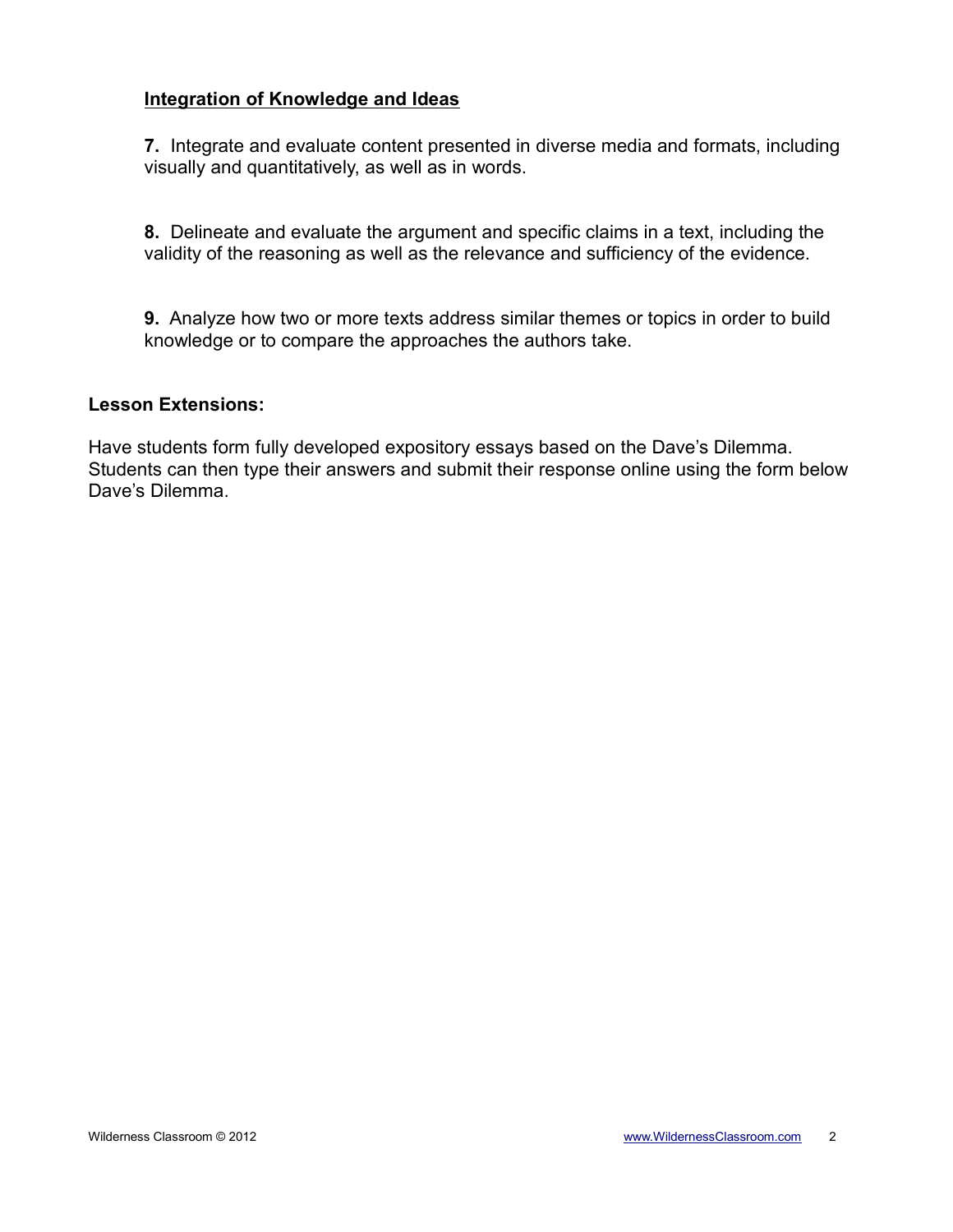**Integration of Knowledge and Ideas**

**7.** Integrate and evaluate content presented in diverse media and formats, including visually and quantitatively, as well as in words.

**8.** Delineate and evaluate the argument and specific claims in a text, including the validity of the reasoning as well as the relevance and sufficiency of the evidence.

**9.** Analyze how two or more texts address similar themes or topics in order to build knowledge or to compare the approaches the authors take.

**Lesson Extensions:**

Have students form fully developed expository essays based on the Dave's Dilemma. Students can then type their answers and submit their response online using the form below Dave's Dilemma.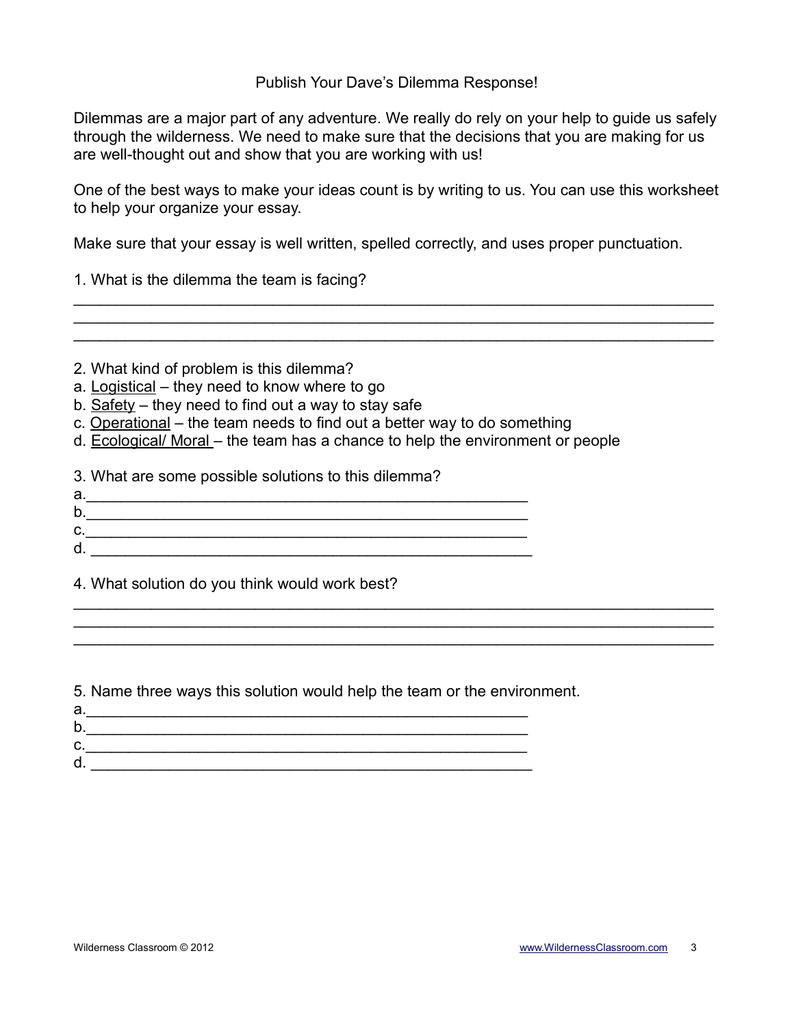# Publish Your Dave's Dilemma Response!

Dilemmas are a major part of any adventure. We really do rely on your help to guide us safely through the wilderness. We need to make sure that the decisions that you are making for us are well-thought out and show that you are working with us!

One of the best ways to make your ideas count is by writing to us. You can use this worksheet to help your organize your essay.

Make sure that your essay is well written, spelled correctly, and uses proper punctuation.

1. What is the dilemma the team is facing?

___________________________________________________________________________
___________________________________________________________________________
___________________________________________________________________________

2. What kind of problem is this dilemma?
a. <u>Logistical</u> – they need to know where to go
b. <u>Safety</u> – they need to find out a way to stay safe
c. <u>Operational</u> – the team needs to find out a better way to do something
d. <u>Ecological/ Moral</u> – the team has a chance to help the environment or people

3. What are some possible solutions to this dilemma?
a.____________________________________________________
b.____________________________________________________
c.____________________________________________________
d. ____________________________________________________

4. What solution do you think would work best?

___________________________________________________________________________
___________________________________________________________________________
___________________________________________________________________________

5. Name three ways this solution would help the team or the environment.
a.____________________________________________________
b.____________________________________________________
c.____________________________________________________
d. ____________________________________________________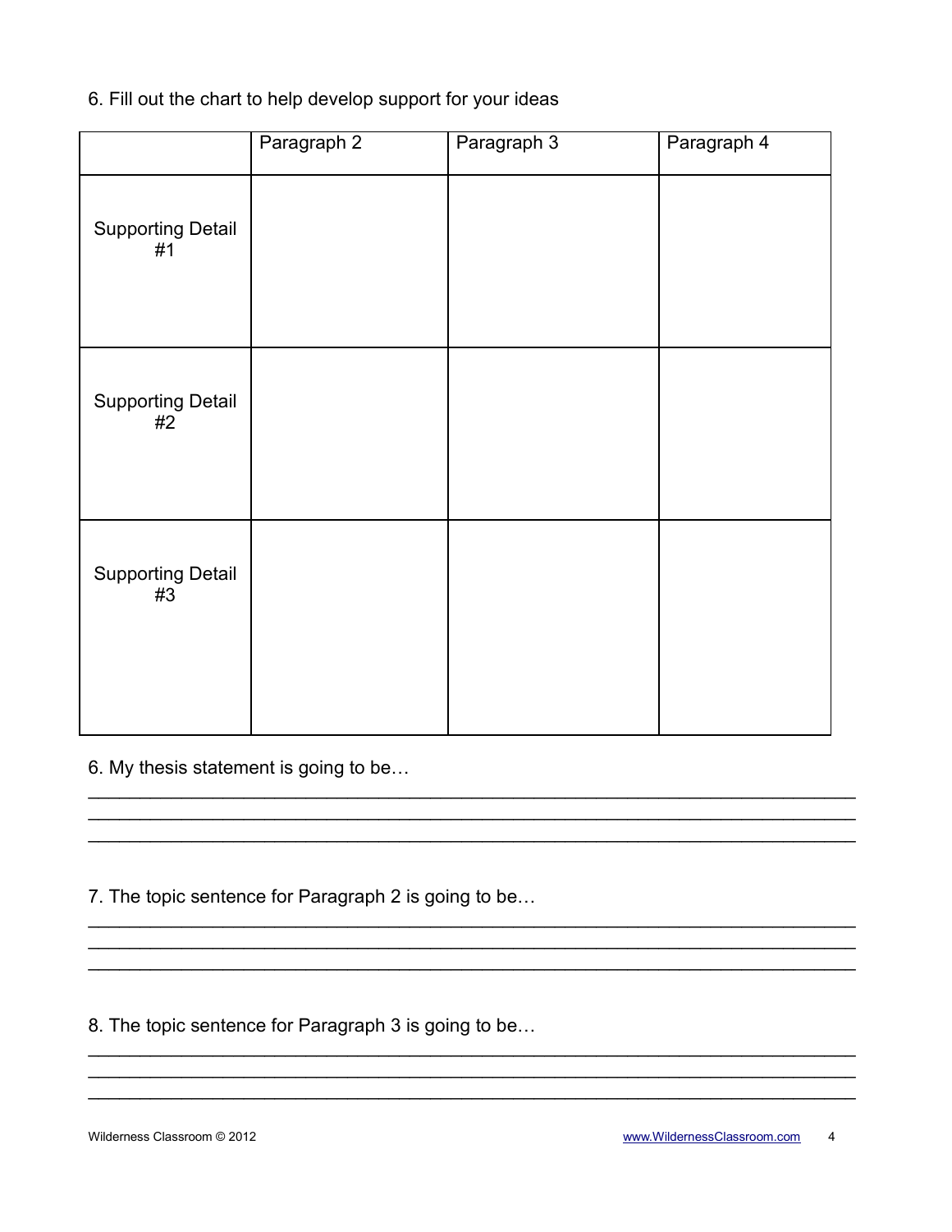6. Fill out the chart to help develop support for your ideas

| | Paragraph 2 | Paragraph 3 | Paragraph 4 |
|---|---|---|---|
| Supporting Detail #1 | | | |
| Supporting Detail #2 | | | |
| Supporting Detail #3 | | | |

6. My thesis statement is going to be…

___________________________________________________________________________
___________________________________________________________________________
___________________________________________________________________________

7. The topic sentence for Paragraph 2 is going to be…

___________________________________________________________________________
___________________________________________________________________________
___________________________________________________________________________

8. The topic sentence for Paragraph 3 is going to be…

___________________________________________________________________________
___________________________________________________________________________
___________________________________________________________________________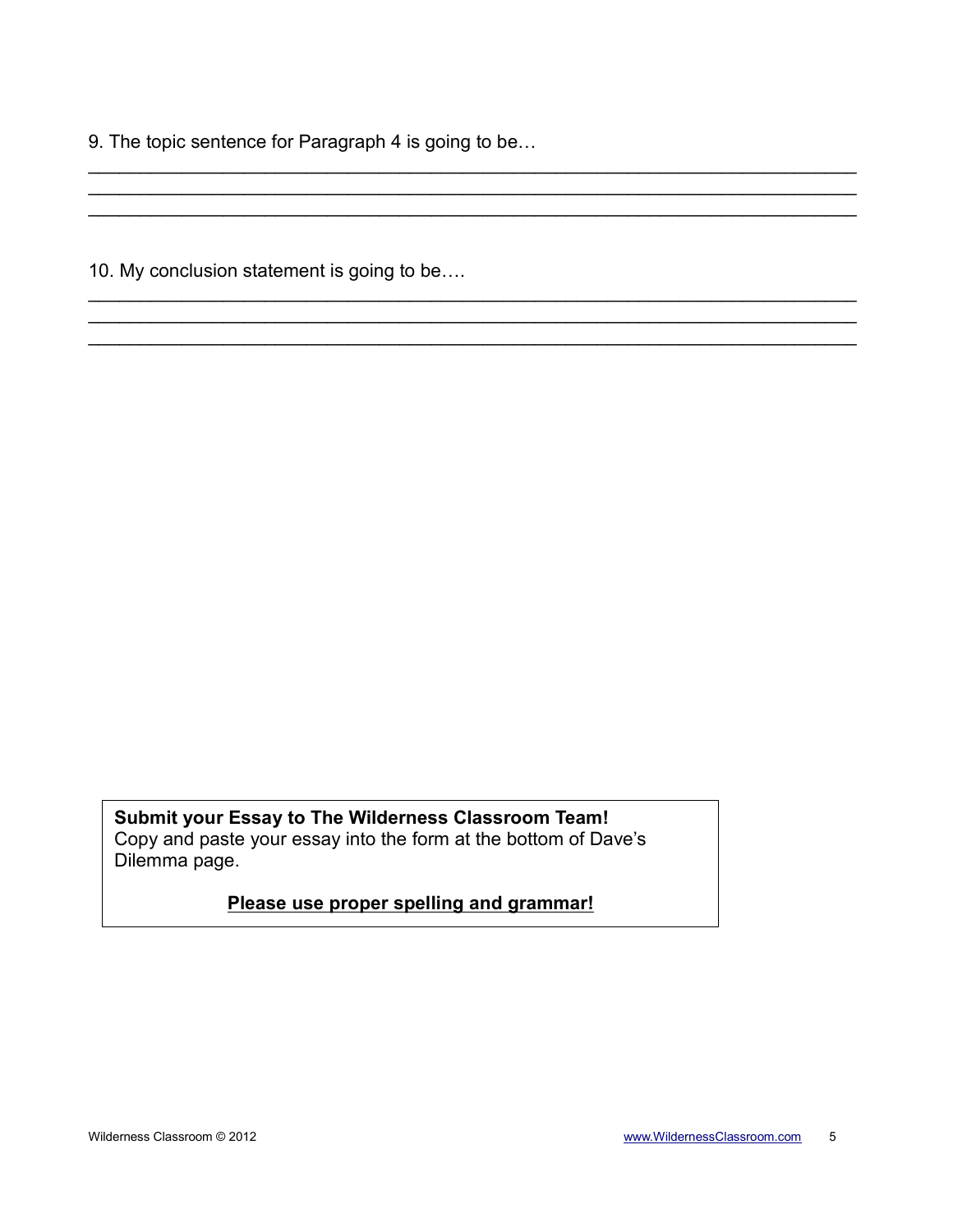9. The topic sentence for Paragraph 4 is going to be…

___________________________________________________________________________
___________________________________________________________________________
___________________________________________________________________________

10. My conclusion statement is going to be….

___________________________________________________________________________
___________________________________________________________________________
___________________________________________________________________________

**Submit your Essay to The Wilderness Classroom Team!**
Copy and paste your essay into the form at the bottom of Dave's Dilemma page.

**Please use proper spelling and grammar!**